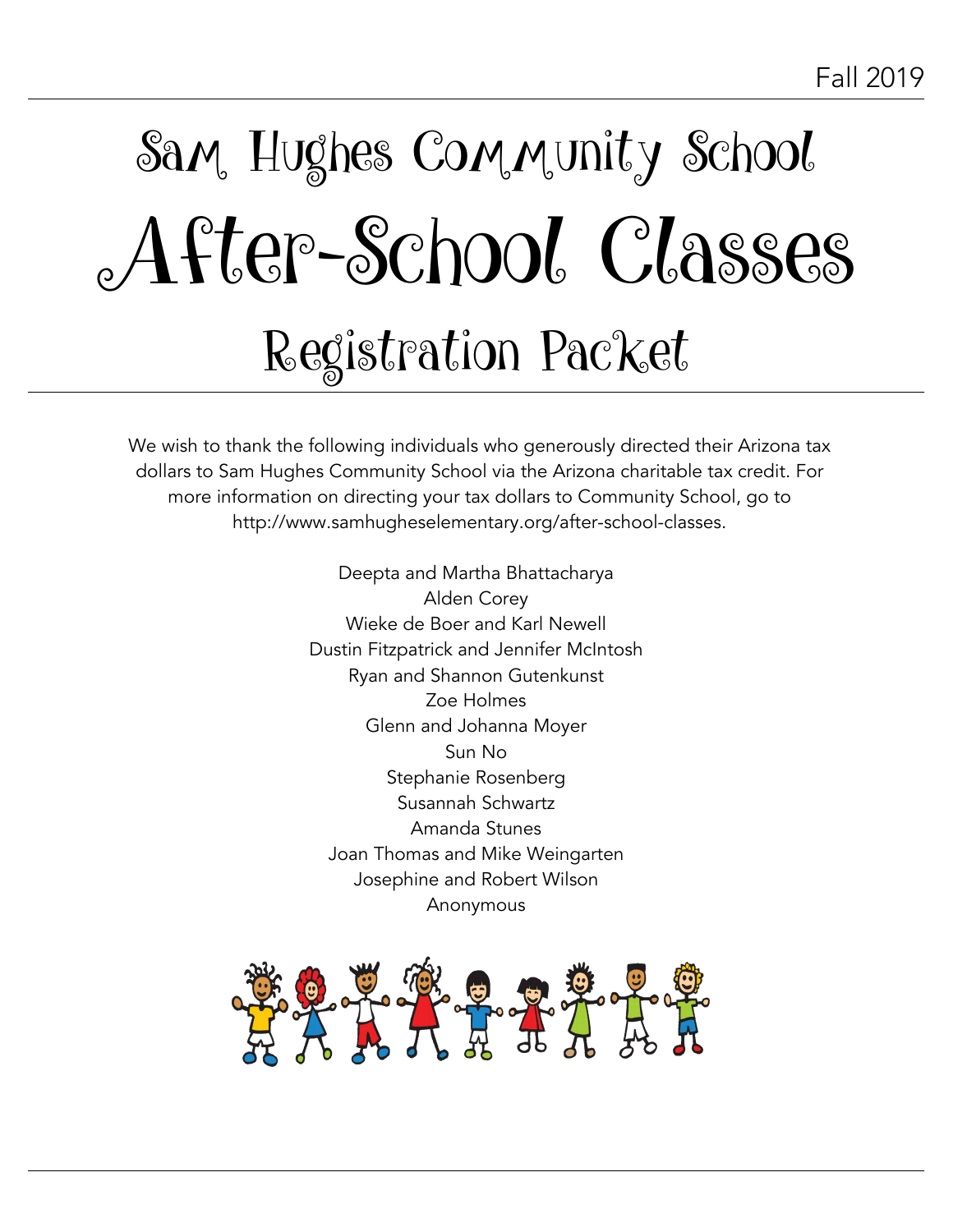Fall 2019

# Sam Hughes Community School

# After-School Classes

## Registration Packet

We wish to thank the following individuals who generously directed their Arizona tax dollars to Sam Hughes Community School via the Arizona charitable tax credit. For more information on directing your tax dollars to Community School, go to http://www.samhugheselementary.org/after-school-classes.

Deepta and Martha Bhattacharya
Alden Corey
Wieke de Boer and Karl Newell
Dustin Fitzpatrick and Jennifer McIntosh
Ryan and Shannon Gutenkunst
Zoe Holmes
Glenn and Johanna Moyer
Sun No
Stephanie Rosenberg
Susannah Schwartz
Amanda Stunes
Joan Thomas and Mike Weingarten
Josephine and Robert Wilson
Anonymous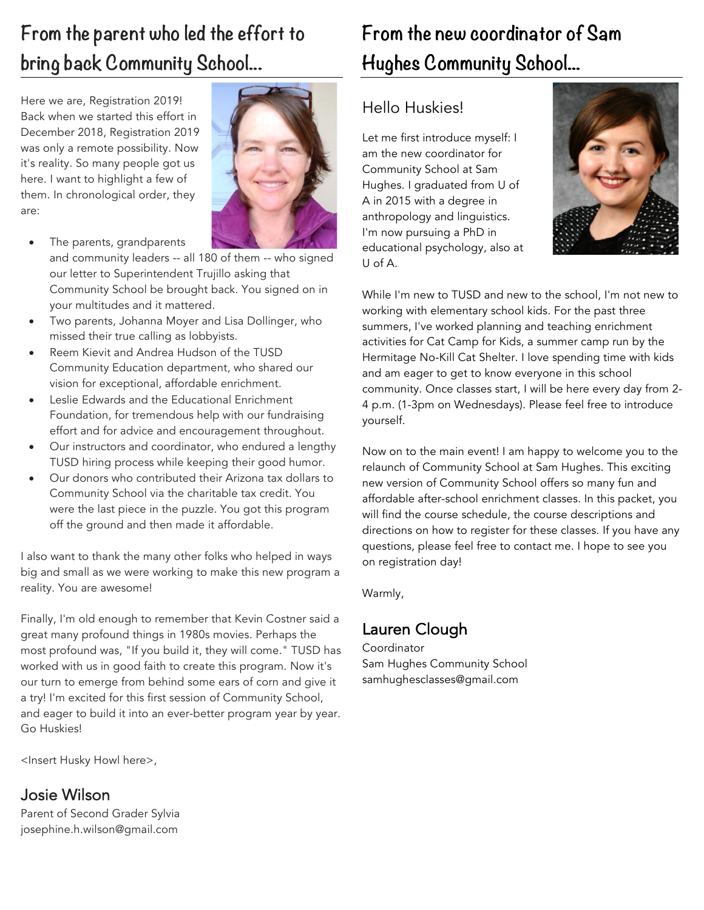## From the parent who led the effort to bring back Community School...

Here we are, Registration 2019! Back when we started this effort in December 2018, Registration 2019 was only a remote possibility. Now it's reality. So many people got us here. I want to highlight a few of them. In chronological order, they are:

- The parents, grandparents and community leaders -- all 180 of them -- who signed our letter to Superintendent Trujillo asking that Community School be brought back. You signed on in your multitudes and it mattered.
- Two parents, Johanna Moyer and Lisa Dollinger, who missed their true calling as lobbyists.
- Reem Kievit and Andrea Hudson of the TUSD Community Education department, who shared our vision for exceptional, affordable enrichment.
- Leslie Edwards and the Educational Enrichment Foundation, for tremendous help with our fundraising effort and for advice and encouragement throughout.
- Our instructors and coordinator, who endured a lengthy TUSD hiring process while keeping their good humor.
- Our donors who contributed their Arizona tax dollars to Community School via the charitable tax credit. You were the last piece in the puzzle. You got this program off the ground and then made it affordable.

I also want to thank the many other folks who helped in ways big and small as we were working to make this new program a reality. You are awesome!

Finally, I'm old enough to remember that Kevin Costner said a great many profound things in 1980s movies. Perhaps the most profound was, "If you build it, they will come." TUSD has worked with us in good faith to create this program. Now it's our turn to emerge from behind some ears of corn and give it a try! I'm excited for this first session of Community School, and eager to build it into an ever-better program year by year. Go Huskies!

<Insert Husky Howl here>,

### Josie Wilson

Parent of Second Grader Sylvia
josephine.h.wilson@gmail.com

## From the new coordinator of Sam Hughes Community School...

### Hello Huskies!

Let me first introduce myself: I am the new coordinator for Community School at Sam Hughes. I graduated from U of A in 2015 with a degree in anthropology and linguistics. I'm now pursuing a PhD in educational psychology, also at U of A.

While I'm new to TUSD and new to the school, I'm not new to working with elementary school kids. For the past three summers, I've worked planning and teaching enrichment activities for Cat Camp for Kids, a summer camp run by the Hermitage No-Kill Cat Shelter. I love spending time with kids and am eager to get to know everyone in this school community. Once classes start, I will be here every day from 2-4 p.m. (1-3pm on Wednesdays). Please feel free to introduce yourself.

Now on to the main event! I am happy to welcome you to the relaunch of Community School at Sam Hughes. This exciting new version of Community School offers so many fun and affordable after-school enrichment classes. In this packet, you will find the course schedule, the course descriptions and directions on how to register for these classes. If you have any questions, please feel free to contact me. I hope to see you on registration day!

Warmly,

### Lauren Clough

Coordinator
Sam Hughes Community School
samhughesclasses@gmail.com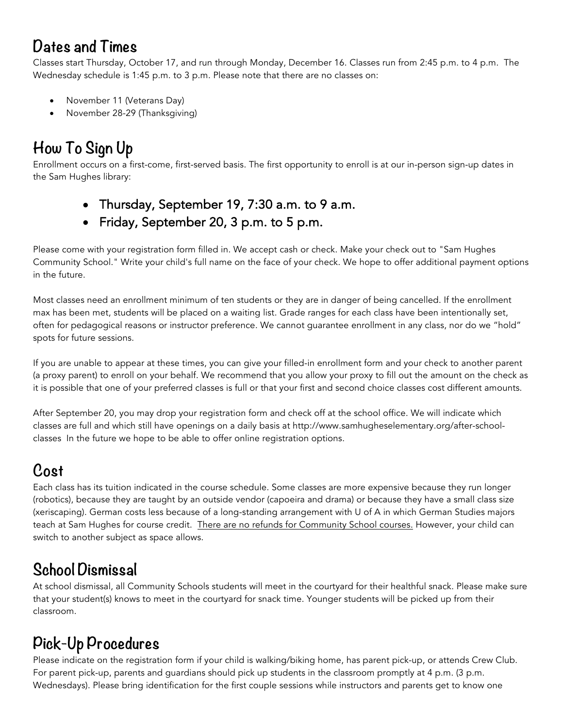## Dates and Times

Classes start Thursday, October 17, and run through Monday, December 16. Classes run from 2:45 p.m. to 4 p.m. The Wednesday schedule is 1:45 p.m. to 3 p.m. Please note that there are no classes on:

- November 11 (Veterans Day)
- November 28-29 (Thanksgiving)

## How To Sign Up

Enrollment occurs on a first-come, first-served basis. The first opportunity to enroll is at our in-person sign-up dates in the Sam Hughes library:

- Thursday, September 19, 7:30 a.m. to 9 a.m.
- Friday, September 20, 3 p.m. to 5 p.m.

Please come with your registration form filled in. We accept cash or check. Make your check out to "Sam Hughes Community School." Write your child's full name on the face of your check. We hope to offer additional payment options in the future.

Most classes need an enrollment minimum of ten students or they are in danger of being cancelled. If the enrollment max has been met, students will be placed on a waiting list. Grade ranges for each class have been intentionally set, often for pedagogical reasons or instructor preference. We cannot guarantee enrollment in any class, nor do we "hold" spots for future sessions.

If you are unable to appear at these times, you can give your filled-in enrollment form and your check to another parent (a proxy parent) to enroll on your behalf. We recommend that you allow your proxy to fill out the amount on the check as it is possible that one of your preferred classes is full or that your first and second choice classes cost different amounts.

After September 20, you may drop your registration form and check off at the school office. We will indicate which classes are full and which still have openings on a daily basis at http://www.samhugheselementary.org/after-school-classes In the future we hope to be able to offer online registration options.

## Cost

Each class has its tuition indicated in the course schedule. Some classes are more expensive because they run longer (robotics), because they are taught by an outside vendor (capoeira and drama) or because they have a small class size (xeriscaping). German costs less because of a long-standing arrangement with U of A in which German Studies majors teach at Sam Hughes for course credit. There are no refunds for Community School courses. However, your child can switch to another subject as space allows.

## School Dismissal

At school dismissal, all Community Schools students will meet in the courtyard for their healthful snack. Please make sure that your student(s) knows to meet in the courtyard for snack time. Younger students will be picked up from their classroom.

## Pick-Up Procedures

Please indicate on the registration form if your child is walking/biking home, has parent pick-up, or attends Crew Club. For parent pick-up, parents and guardians should pick up students in the classroom promptly at 4 p.m. (3 p.m. Wednesdays). Please bring identification for the first couple sessions while instructors and parents get to know one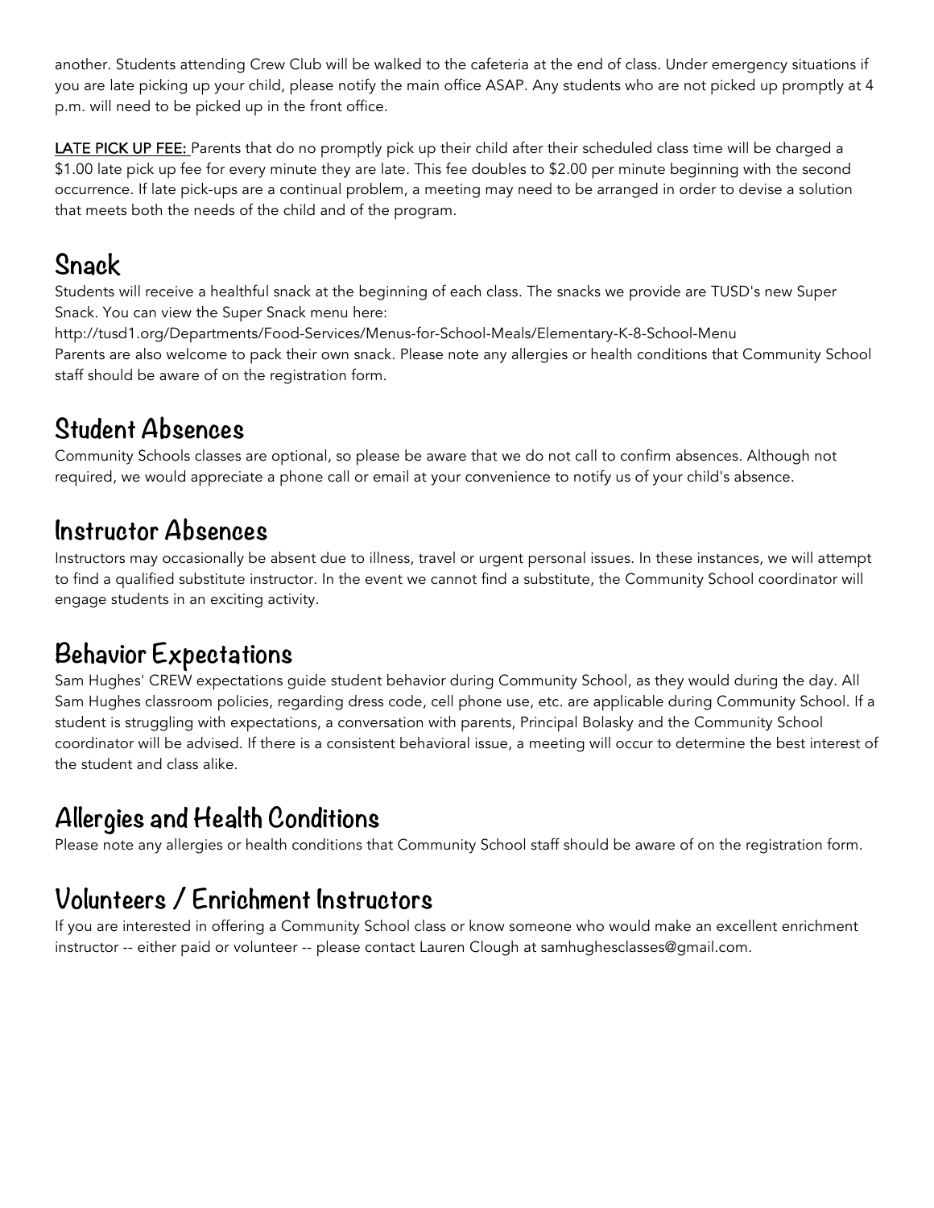another. Students attending Crew Club will be walked to the cafeteria at the end of class. Under emergency situations if you are late picking up your child, please notify the main office ASAP. Any students who are not picked up promptly at 4 p.m. will need to be picked up in the front office.

**LATE PICK UP FEE:** Parents that do no promptly pick up their child after their scheduled class time will be charged a $1.00 late pick up fee for every minute they are late. This fee doubles to $2.00 per minute beginning with the second occurrence. If late pick-ups are a continual problem, a meeting may need to be arranged in order to devise a solution that meets both the needs of the child and of the program.

## Snack

Students will receive a healthful snack at the beginning of each class. The snacks we provide are TUSD's new Super Snack. You can view the Super Snack menu here:
http://tusd1.org/Departments/Food-Services/Menus-for-School-Meals/Elementary-K-8-School-Menu
Parents are also welcome to pack their own snack. Please note any allergies or health conditions that Community School staff should be aware of on the registration form.

## Student Absences

Community Schools classes are optional, so please be aware that we do not call to confirm absences. Although not required, we would appreciate a phone call or email at your convenience to notify us of your child's absence.

## Instructor Absences

Instructors may occasionally be absent due to illness, travel or urgent personal issues. In these instances, we will attempt to find a qualified substitute instructor. In the event we cannot find a substitute, the Community School coordinator will engage students in an exciting activity.

## Behavior Expectations

Sam Hughes' CREW expectations guide student behavior during Community School, as they would during the day. All Sam Hughes classroom policies, regarding dress code, cell phone use, etc. are applicable during Community School. If a student is struggling with expectations, a conversation with parents, Principal Bolasky and the Community School coordinator will be advised. If there is a consistent behavioral issue, a meeting will occur to determine the best interest of the student and class alike.

## Allergies and Health Conditions

Please note any allergies or health conditions that Community School staff should be aware of on the registration form.

## Volunteers / Enrichment Instructors

If you are interested in offering a Community School class or know someone who would make an excellent enrichment instructor -- either paid or volunteer -- please contact Lauren Clough at samhughesclasses@gmail.com.